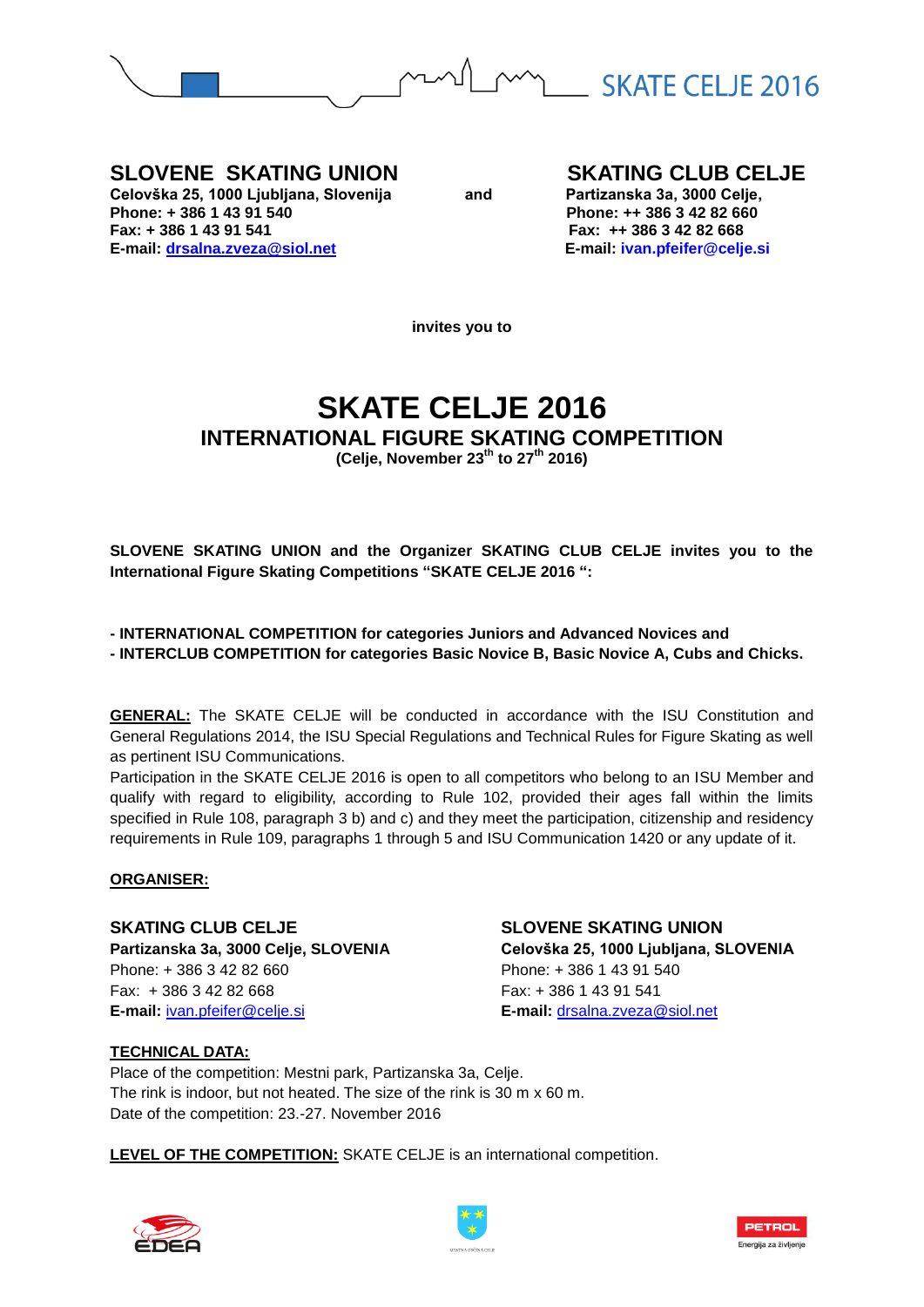SKATE CELJE 2016

**SLOVENE SKATING UNION**
**Celovška 25, 1000 Ljubljana, Slovenija**
**Phone: + 386 1 43 91 540**
**Fax: + 386 1 43 91 541**
**E-mail: drsalna.zveza@siol.net**

**and**

**SKATING CLUB CELJE**
**Partizanska 3a, 3000 Celje,**
**Phone: ++ 386 3 42 82 660**
**Fax: ++ 386 3 42 82 668**
**E-mail: ivan.pfeifer@celje.si**

**invites you to**

# SKATE CELJE 2016

## INTERNATIONAL FIGURE SKATING COMPETITION

**(Celje, November 23th to 27th 2016)**

**SLOVENE SKATING UNION and the Organizer SKATING CLUB CELJE invites you to the International Figure Skating Competitions "SKATE CELJE 2016 ":**

**- INTERNATIONAL COMPETITION for categories Juniors and Advanced Novices and**
**- INTERCLUB COMPETITION for categories Basic Novice B, Basic Novice A, Cubs and Chicks.**

**GENERAL:** The SKATE CELJE will be conducted in accordance with the ISU Constitution and General Regulations 2014, the ISU Special Regulations and Technical Rules for Figure Skating as well as pertinent ISU Communications.
Participation in the SKATE CELJE 2016 is open to all competitors who belong to an ISU Member and qualify with regard to eligibility, according to Rule 102, provided their ages fall within the limits specified in Rule 108, paragraph 3 b) and c) and they meet the participation, citizenship and residency requirements in Rule 109, paragraphs 1 through 5 and ISU Communication 1420 or any update of it.

**ORGANISER:**

**SKATING CLUB CELJE**
**Partizanska 3a, 3000 Celje, SLOVENIA**
Phone: + 386 3 42 82 660
Fax: + 386 3 42 82 668
**E-mail:** ivan.pfeifer@celje.si

**SLOVENE SKATING UNION**
**Celovška 25, 1000 Ljubljana, SLOVENIA**
Phone: + 386 1 43 91 540
Fax: + 386 1 43 91 541
**E-mail:** drsalna.zveza@siol.net

**TECHNICAL DATA:**
Place of the competition: Mestni park, Partizanska 3a, Celje.
The rink is indoor, but not heated. The size of the rink is 30 m x 60 m.
Date of the competition: 23.-27. November 2016

**LEVEL OF THE COMPETITION:** SKATE CELJE is an international competition.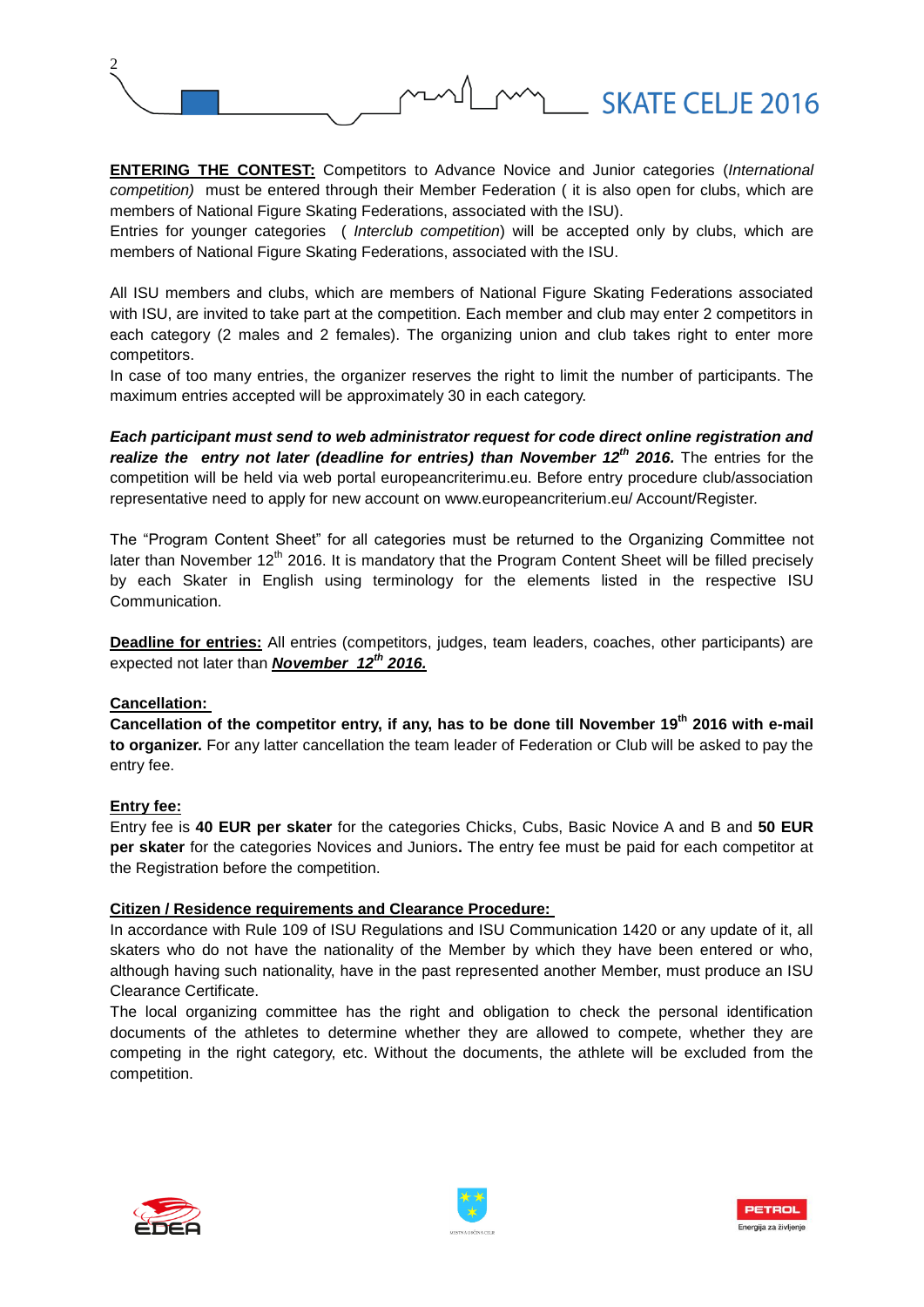**ENTERING THE CONTEST:** Competitors to Advance Novice and Junior categories (*International competition)* must be entered through their Member Federation ( it is also open for clubs, which are members of National Figure Skating Federations, associated with the ISU).
Entries for younger categories ( *Interclub competition*) will be accepted only by clubs, which are members of National Figure Skating Federations, associated with the ISU.

All ISU members and clubs, which are members of National Figure Skating Federations associated with ISU, are invited to take part at the competition. Each member and club may enter 2 competitors in each category (2 males and 2 females). The organizing union and club takes right to enter more competitors.
In case of too many entries, the organizer reserves the right to limit the number of participants. The maximum entries accepted will be approximately 30 in each category.

***Each participant must send to web administrator request for code direct online registration and realize the entry not later (deadline for entries) than November 12th 2016.*** The entries for the competition will be held via web portal europeancriterimu.eu. Before entry procedure club/association representative need to apply for new account on www.europeancriterium.eu/ Account/Register.

The "Program Content Sheet" for all categories must be returned to the Organizing Committee not later than November 12th 2016. It is mandatory that the Program Content Sheet will be filled precisely by each Skater in English using terminology for the elements listed in the respective ISU Communication.

**Deadline for entries:** All entries (competitors, judges, team leaders, coaches, other participants) are expected not later than ***November 12th 2016.***

**Cancellation:**
**Cancellation of the competitor entry, if any, has to be done till November 19th 2016 with e-mail to organizer.** For any latter cancellation the team leader of Federation or Club will be asked to pay the entry fee.

**Entry fee:**
Entry fee is **40 EUR per skater** for the categories Chicks, Cubs, Basic Novice A and B and **50 EUR per skater** for the categories Novices and Juniors**.** The entry fee must be paid for each competitor at the Registration before the competition.

**Citizen / Residence requirements and Clearance Procedure:**
In accordance with Rule 109 of ISU Regulations and ISU Communication 1420 or any update of it, all skaters who do not have the nationality of the Member by which they have been entered or who, although having such nationality, have in the past represented another Member, must produce an ISU Clearance Certificate.
The local organizing committee has the right and obligation to check the personal identification documents of the athletes to determine whether they are allowed to compete, whether they are competing in the right category, etc. Without the documents, the athlete will be excluded from the competition.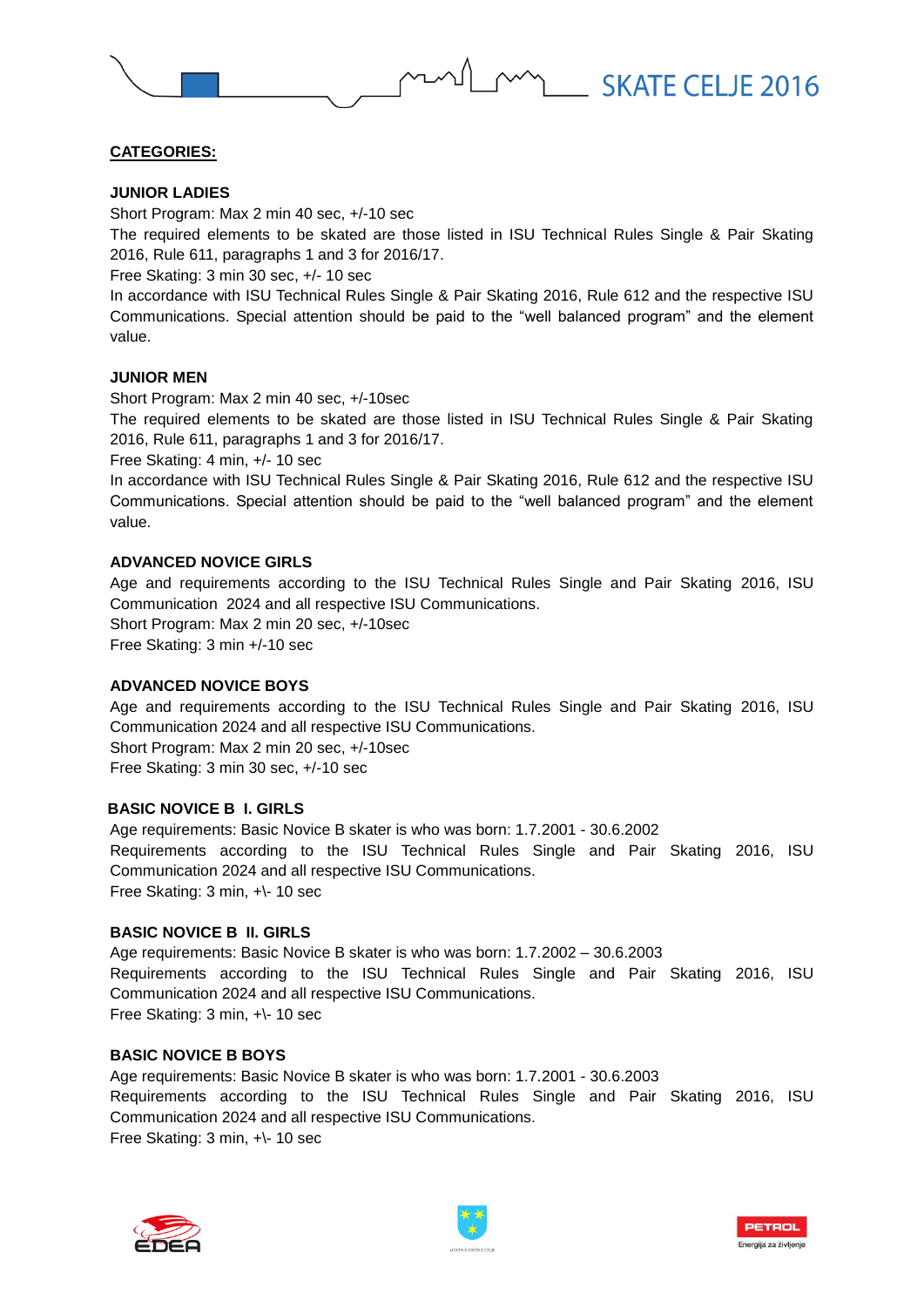**CATEGORIES:**

**JUNIOR LADIES**

Short Program: Max 2 min 40 sec, +/-10 sec

The required elements to be skated are those listed in ISU Technical Rules Single & Pair Skating 2016, Rule 611, paragraphs 1 and 3 for 2016/17.

Free Skating: 3 min 30 sec, +/- 10 sec

In accordance with ISU Technical Rules Single & Pair Skating 2016, Rule 612 and the respective ISU Communications. Special attention should be paid to the "well balanced program" and the element value.

**JUNIOR MEN**

Short Program: Max 2 min 40 sec, +/-10sec

The required elements to be skated are those listed in ISU Technical Rules Single & Pair Skating 2016, Rule 611, paragraphs 1 and 3 for 2016/17.

Free Skating: 4 min, +/- 10 sec

In accordance with ISU Technical Rules Single & Pair Skating 2016, Rule 612 and the respective ISU Communications. Special attention should be paid to the "well balanced program" and the element value.

**ADVANCED NOVICE GIRLS**

Age and requirements according to the ISU Technical Rules Single and Pair Skating 2016, ISU Communication 2024 and all respective ISU Communications.

Short Program: Max 2 min 20 sec, +/-10sec

Free Skating: 3 min +/-10 sec

**ADVANCED NOVICE BOYS**

Age and requirements according to the ISU Technical Rules Single and Pair Skating 2016, ISU Communication 2024 and all respective ISU Communications.

Short Program: Max 2 min 20 sec, +/-10sec

Free Skating: 3 min 30 sec, +/-10 sec

**BASIC NOVICE B I. GIRLS**

Age requirements: Basic Novice B skater is who was born: 1.7.2001 - 30.6.2002

Requirements according to the ISU Technical Rules Single and Pair Skating 2016, ISU Communication 2024 and all respective ISU Communications.

Free Skating: 3 min, +\- 10 sec

**BASIC NOVICE B II. GIRLS**

Age requirements: Basic Novice B skater is who was born: 1.7.2002 – 30.6.2003

Requirements according to the ISU Technical Rules Single and Pair Skating 2016, ISU Communication 2024 and all respective ISU Communications.

Free Skating: 3 min, +\- 10 sec

**BASIC NOVICE B BOYS**

Age requirements: Basic Novice B skater is who was born: 1.7.2001 - 30.6.2003

Requirements according to the ISU Technical Rules Single and Pair Skating 2016, ISU Communication 2024 and all respective ISU Communications.

Free Skating: 3 min, +\- 10 sec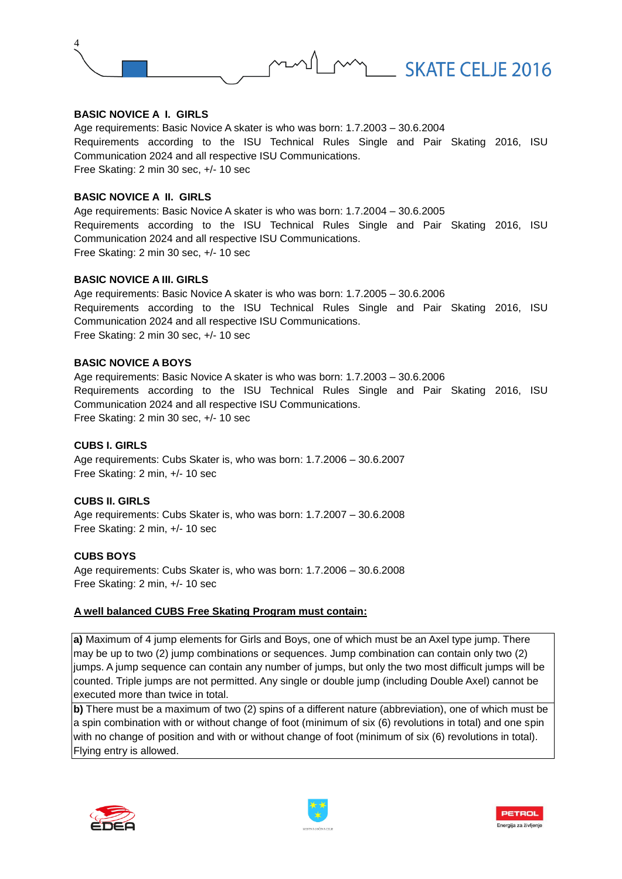### BASIC NOVICE A I. GIRLS

Age requirements: Basic Novice A skater is who was born: 1.7.2003 – 30.6.2004
Requirements according to the ISU Technical Rules Single and Pair Skating 2016, ISU Communication 2024 and all respective ISU Communications.
Free Skating: 2 min 30 sec, +/- 10 sec

### BASIC NOVICE A II. GIRLS

Age requirements: Basic Novice A skater is who was born: 1.7.2004 – 30.6.2005
Requirements according to the ISU Technical Rules Single and Pair Skating 2016, ISU Communication 2024 and all respective ISU Communications.
Free Skating: 2 min 30 sec, +/- 10 sec

### BASIC NOVICE A III. GIRLS

Age requirements: Basic Novice A skater is who was born: 1.7.2005 – 30.6.2006
Requirements according to the ISU Technical Rules Single and Pair Skating 2016, ISU Communication 2024 and all respective ISU Communications.
Free Skating: 2 min 30 sec, +/- 10 sec

### BASIC NOVICE A BOYS

Age requirements: Basic Novice A skater is who was born: 1.7.2003 – 30.6.2006
Requirements according to the ISU Technical Rules Single and Pair Skating 2016, ISU Communication 2024 and all respective ISU Communications.
Free Skating: 2 min 30 sec, +/- 10 sec

### CUBS I. GIRLS

Age requirements: Cubs Skater is, who was born: 1.7.2006 – 30.6.2007
Free Skating: 2 min, +/- 10 sec

### CUBS II. GIRLS

Age requirements: Cubs Skater is, who was born: 1.7.2007 – 30.6.2008
Free Skating: 2 min, +/- 10 sec

### CUBS BOYS

Age requirements: Cubs Skater is, who was born: 1.7.2006 – 30.6.2008
Free Skating: 2 min, +/- 10 sec

**A well balanced CUBS Free Skating Program must contain:**

| |
|---|
| **a)** Maximum of 4 jump elements for Girls and Boys, one of which must be an Axel type jump. There may be up to two (2) jump combinations or sequences. Jump combination can contain only two (2) jumps. A jump sequence can contain any number of jumps, but only the two most difficult jumps will be counted. Triple jumps are not permitted. Any single or double jump (including Double Axel) cannot be executed more than twice in total. |
| **b)** There must be a maximum of two (2) spins of a different nature (abbreviation), one of which must be a spin combination with or without change of foot (minimum of six (6) revolutions in total) and one spin with no change of position and with or without change of foot (minimum of six (6) revolutions in total). Flying entry is allowed. |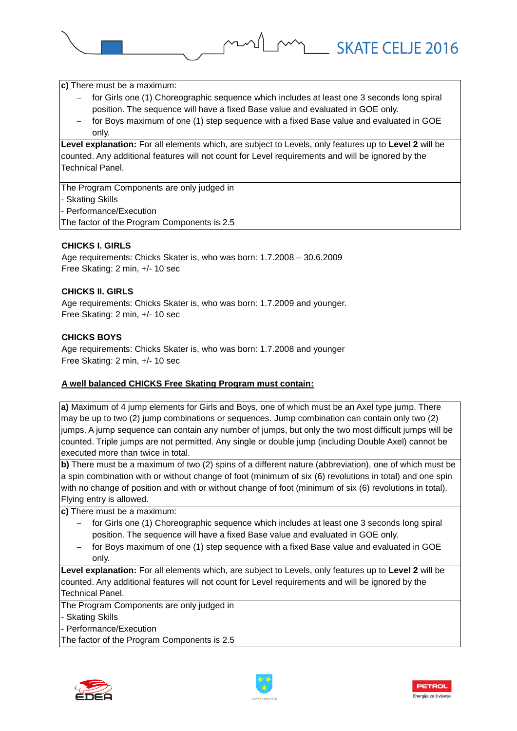**c)** There must be a maximum:

- for Girls one (1) Choreographic sequence which includes at least one 3 seconds long spiral position. The sequence will have a fixed Base value and evaluated in GOE only.
- for Boys maximum of one (1) step sequence with a fixed Base value and evaluated in GOE only.

**Level explanation:** For all elements which, are subject to Levels, only features up to **Level 2** will be counted. Any additional features will not count for Level requirements and will be ignored by the Technical Panel.

The Program Components are only judged in
- Skating Skills
- Performance/Execution

The factor of the Program Components is 2.5

**CHICKS I. GIRLS**

Age requirements: Chicks Skater is, who was born: 1.7.2008 – 30.6.2009
Free Skating: 2 min, +/- 10 sec

**CHICKS II. GIRLS**

Age requirements: Chicks Skater is, who was born: 1.7.2009 and younger.
Free Skating: 2 min, +/- 10 sec

**CHICKS BOYS**

Age requirements: Chicks Skater is, who was born: 1.7.2008 and younger
Free Skating: 2 min, +/- 10 sec

**A well balanced CHICKS Free Skating Program must contain:**

**a)** Maximum of 4 jump elements for Girls and Boys, one of which must be an Axel type jump. There may be up to two (2) jump combinations or sequences. Jump combination can contain only two (2) jumps. A jump sequence can contain any number of jumps, but only the two most difficult jumps will be counted. Triple jumps are not permitted. Any single or double jump (including Double Axel) cannot be executed more than twice in total.

**b)** There must be a maximum of two (2) spins of a different nature (abbreviation), one of which must be a spin combination with or without change of foot (minimum of six (6) revolutions in total) and one spin with no change of position and with or without change of foot (minimum of six (6) revolutions in total). Flying entry is allowed.

**c)** There must be a maximum:

- for Girls one (1) Choreographic sequence which includes at least one 3 seconds long spiral position. The sequence will have a fixed Base value and evaluated in GOE only.
- for Boys maximum of one (1) step sequence with a fixed Base value and evaluated in GOE only.

**Level explanation:** For all elements which, are subject to Levels, only features up to **Level 2** will be counted. Any additional features will not count for Level requirements and will be ignored by the Technical Panel.

The Program Components are only judged in
- Skating Skills
- Performance/Execution

The factor of the Program Components is 2.5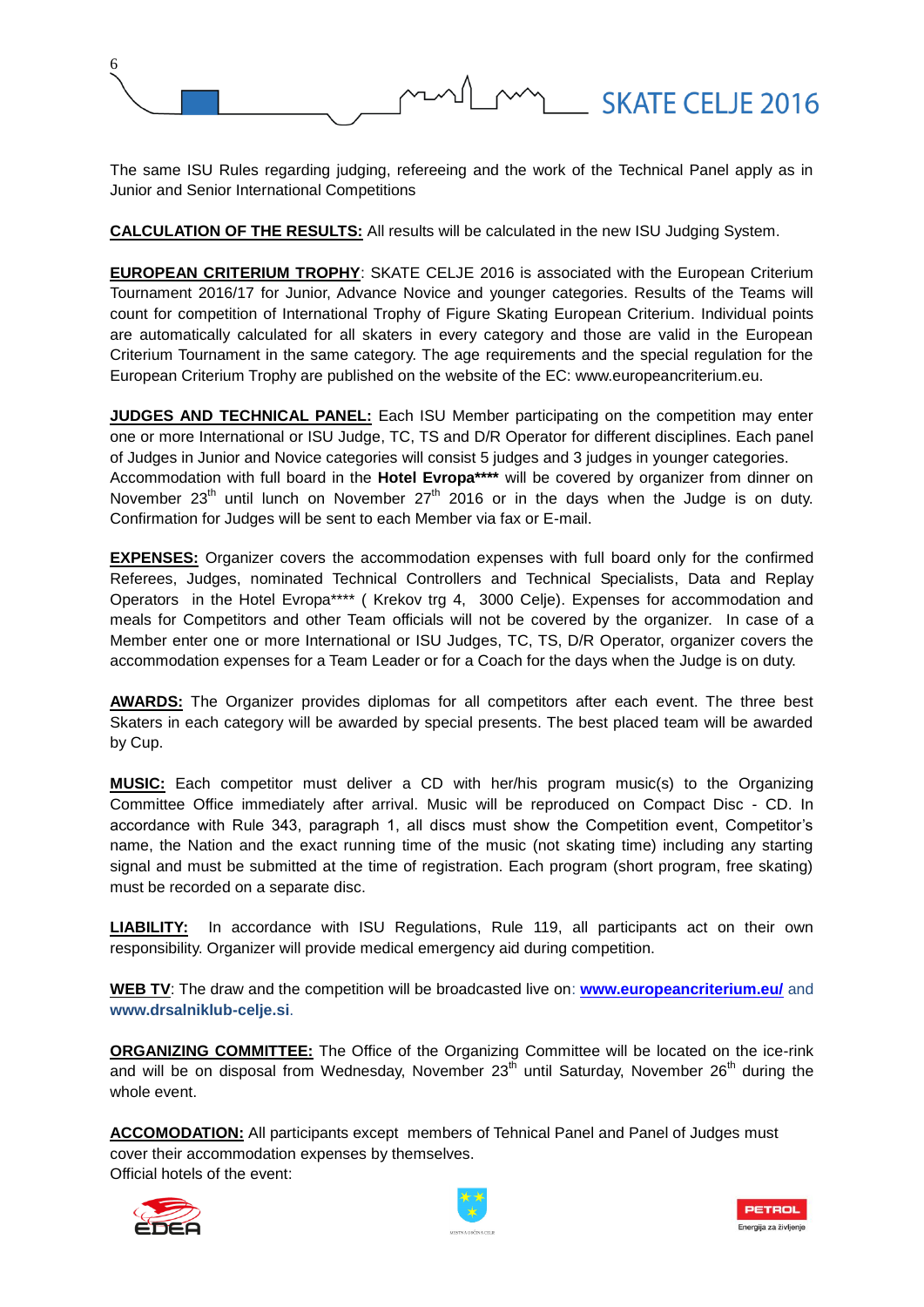The same ISU Rules regarding judging, refereeing and the work of the Technical Panel apply as in Junior and Senior International Competitions

**CALCULATION OF THE RESULTS:** All results will be calculated in the new ISU Judging System.

**EUROPEAN CRITERIUM TROPHY**: SKATE CELJE 2016 is associated with the European Criterium Tournament 2016/17 for Junior, Advance Novice and younger categories. Results of the Teams will count for competition of International Trophy of Figure Skating European Criterium. Individual points are automatically calculated for all skaters in every category and those are valid in the European Criterium Tournament in the same category. The age requirements and the special regulation for the European Criterium Trophy are published on the website of the EC: www.europeancriterium.eu.

**JUDGES AND TECHNICAL PANEL:** Each ISU Member participating on the competition may enter one or more International or ISU Judge, TC, TS and D/R Operator for different disciplines. Each panel of Judges in Junior and Novice categories will consist 5 judges and 3 judges in younger categories.
Accommodation with full board in the **Hotel Evropa****** will be covered by organizer from dinner on November 23th until lunch on November 27th 2016 or in the days when the Judge is on duty. Confirmation for Judges will be sent to each Member via fax or E-mail.

**EXPENSES:** Organizer covers the accommodation expenses with full board only for the confirmed Referees, Judges, nominated Technical Controllers and Technical Specialists, Data and Replay Operators in the Hotel Evropa**** ( Krekov trg 4, 3000 Celje). Expenses for accommodation and meals for Competitors and other Team officials will not be covered by the organizer. In case of a Member enter one or more International or ISU Judges, TC, TS, D/R Operator, organizer covers the accommodation expenses for a Team Leader or for a Coach for the days when the Judge is on duty.

**AWARDS:** The Organizer provides diplomas for all competitors after each event. The three best Skaters in each category will be awarded by special presents. The best placed team will be awarded by Cup.

**MUSIC:** Each competitor must deliver a CD with her/his program music(s) to the Organizing Committee Office immediately after arrival. Music will be reproduced on Compact Disc - CD. In accordance with Rule 343, paragraph 1, all discs must show the Competition event, Competitor's name, the Nation and the exact running time of the music (not skating time) including any starting signal and must be submitted at the time of registration. Each program (short program, free skating) must be recorded on a separate disc.

**LIABILITY:** In accordance with ISU Regulations, Rule 119, all participants act on their own responsibility. Organizer will provide medical emergency aid during competition.

**WEB TV**: The draw and the competition will be broadcasted live on: **www.europeancriterium.eu/** and **www.drsalniklub-celje.si**.

**ORGANIZING COMMITTEE:** The Office of the Organizing Committee will be located on the ice-rink and will be on disposal from Wednesday, November 23th until Saturday, November 26th during the whole event.

**ACCOMODATION:** All participants except members of Tehnical Panel and Panel of Judges must cover their accommodation expenses by themselves.
Official hotels of the event: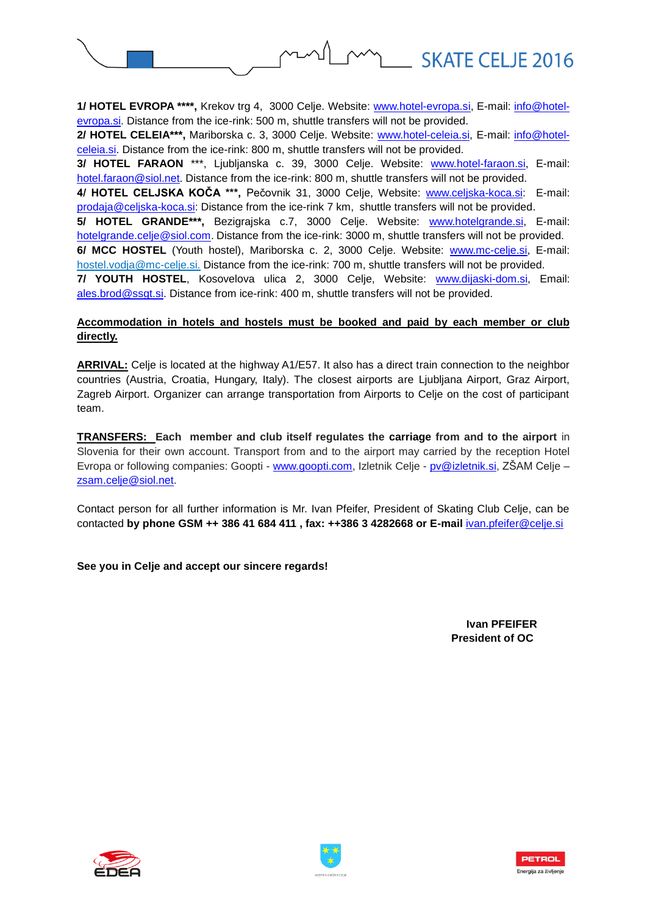**1/ HOTEL EVROPA ****,** Krekov trg 4, 3000 Celje. Website: www.hotel-evropa.si, E-mail: info@hotel-evropa.si. Distance from the ice-rink: 500 m, shuttle transfers will not be provided.
**2/ HOTEL CELEIA*****,** Mariborska c. 3, 3000 Celje. Website: www.hotel-celeia.si, E-mail: info@hotel-celeia.si. Distance from the ice-rink: 800 m, shuttle transfers will not be provided.
**3/ HOTEL FARAON** ***, Ljubljanska c. 39, 3000 Celje. Website: www.hotel-faraon.si, E-mail: hotel.faraon@siol.net. Distance from the ice-rink: 800 m, shuttle transfers will not be provided.
**4/ HOTEL CELJSKA KOČA *****,** Pečovnik 31, 3000 Celje, Website: www.celjska-koca.si: E-mail: prodaja@celjska-koca.si: Distance from the ice-rink 7 km, shuttle transfers will not be provided.
**5/ HOTEL GRANDE*****,** Bezigrajska c.7, 3000 Celje. Website: www.hotelgrande.si, E-mail: hotelgrande.celje@siol.com. Distance from the ice-rink: 3000 m, shuttle transfers will not be provided.
**6/ MCC HOSTEL** (Youth hostel), Mariborska c. 2, 3000 Celje. Website: www.mc-celje.si, E-mail: hostel.vodja@mc-celje.si. Distance from the ice-rink: 700 m, shuttle transfers will not be provided.
**7/ YOUTH HOSTEL**, Kosovelova ulica 2, 3000 Celje, Website: www.dijaski-dom.si, Email: ales.brod@ssgt.si. Distance from ice-rink: 400 m, shuttle transfers will not be provided.

**Accommodation in hotels and hostels must be booked and paid by each member or club directly.**

**ARRIVAL:** Celje is located at the highway A1/E57. It also has a direct train connection to the neighbor countries (Austria, Croatia, Hungary, Italy). The closest airports are Ljubljana Airport, Graz Airport, Zagreb Airport. Organizer can arrange transportation from Airports to Celje on the cost of participant team.

**TRANSFERS: Each member and club itself regulates the carriage from and to the airport** in Slovenia for their own account. Transport from and to the airport may carried by the reception Hotel Evropa or following companies: Goopti - www.goopti.com, Izletnik Celje - pv@izletnik.si, ZŠAM Celje – zsam.celje@siol.net.

Contact person for all further information is Mr. Ivan Pfeifer, President of Skating Club Celje, can be contacted **by phone GSM ++ 386 41 684 411 , fax: ++386 3 4282668 or E-mail** ivan.pfeifer@celje.si

**See you in Celje and accept our sincere regards!**

**Ivan PFEIFER**
**President of OC**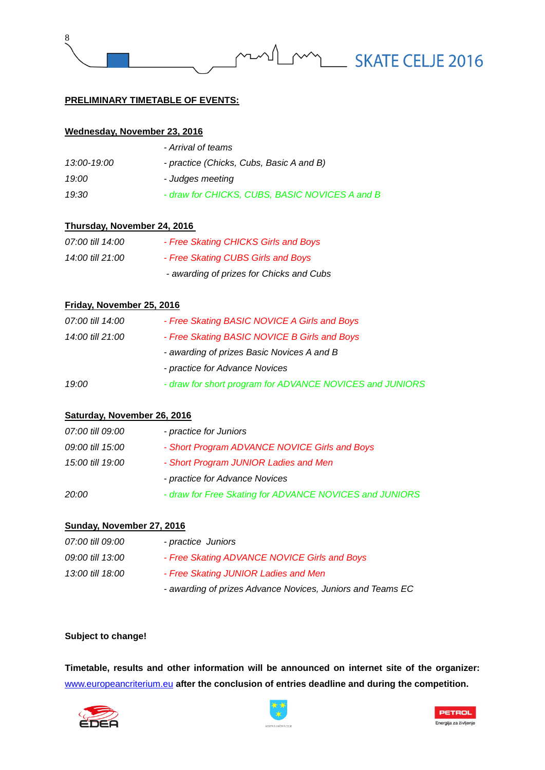**PRELIMINARY TIMETABLE OF EVENTS:**

**Wednesday, November 23, 2016**

| | |
|---|---|
| | *- Arrival of teams* |
| *13:00-19:00* | *- practice (Chicks, Cubs, Basic A and B)* |
| *19:00* | *- Judges meeting* |
| *19:30* | *- draw for CHICKS, CUBS, BASIC NOVICES A and B* |

**Thursday, November 24, 2016**

| | |
|---|---|
| *07:00 till 14:00* | *- Free Skating CHICKS Girls and Boys* |
| *14:00 till 21:00* | *- Free Skating CUBS Girls and Boys* |
| | *- awarding of prizes for Chicks and Cubs* |

**Friday, November 25, 2016**

| | |
|---|---|
| *07:00 till 14:00* | *- Free Skating BASIC NOVICE A Girls and Boys* |
| *14:00 till 21:00* | *- Free Skating BASIC NOVICE B Girls and Boys* |
| | *- awarding of prizes Basic Novices A and B* |
| | *- practice for Advance Novices* |
| *19:00* | *- draw for short program for ADVANCE NOVICES and JUNIORS* |

**Saturday, November 26, 2016**

| | |
|---|---|
| *07:00 till 09:00* | *- practice for Juniors* |
| *09:00 till 15:00* | *- Short Program ADVANCE NOVICE Girls and Boys* |
| *15:00 till 19:00* | *- Short Program JUNIOR Ladies and Men* |
| | *- practice for Advance Novices* |
| *20:00* | *- draw for Free Skating for ADVANCE NOVICES and JUNIORS* |

**Sunday, November 27, 2016**

| | |
|---|---|
| *07:00 till 09:00* | *- practice Juniors* |
| *09:00 till 13:00* | *- Free Skating ADVANCE NOVICE Girls and Boys* |
| *13:00 till 18:00* | *- Free Skating JUNIOR Ladies and Men* |
| | *- awarding of prizes Advance Novices, Juniors and Teams EC* |

**Subject to change!**

**Timetable, results and other information will be announced on internet site of the organizer:** www.europeancriterium.eu **after the conclusion of entries deadline and during the competition.**